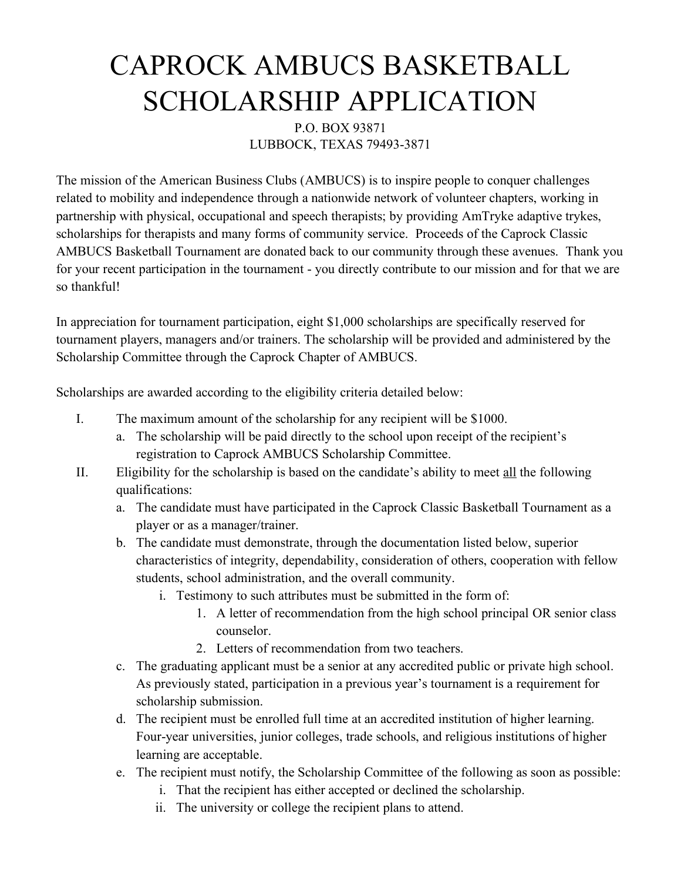# CAPROCK AMBUCS BASKETBALL SCHOLARSHIP APPLICATION

P.O. BOX 93871
LUBBOCK, TEXAS 79493-3871

The mission of the American Business Clubs (AMBUCS) is to inspire people to conquer challenges related to mobility and independence through a nationwide network of volunteer chapters, working in partnership with physical, occupational and speech therapists; by providing AmTryke adaptive trykes, scholarships for therapists and many forms of community service. Proceeds of the Caprock Classic AMBUCS Basketball Tournament are donated back to our community through these avenues. Thank you for your recent participation in the tournament - you directly contribute to our mission and for that we are so thankful!

In appreciation for tournament participation, eight $1,000 scholarships are specifically reserved for tournament players, managers and/or trainers. The scholarship will be provided and administered by the Scholarship Committee through the Caprock Chapter of AMBUCS.

Scholarships are awarded according to the eligibility criteria detailed below:

I. The maximum amount of the scholarship for any recipient will be $1000.
   a. The scholarship will be paid directly to the school upon receipt of the recipient's registration to Caprock AMBUCS Scholarship Committee.

II. Eligibility for the scholarship is based on the candidate's ability to meet <u>all</u> the following qualifications:
   a. The candidate must have participated in the Caprock Classic Basketball Tournament as a player or as a manager/trainer.
   b. The candidate must demonstrate, through the documentation listed below, superior characteristics of integrity, dependability, consideration of others, cooperation with fellow students, school administration, and the overall community.
      i. Testimony to such attributes must be submitted in the form of:
         1. A letter of recommendation from the high school principal OR senior class counselor.
         2. Letters of recommendation from two teachers.
   c. The graduating applicant must be a senior at any accredited public or private high school. As previously stated, participation in a previous year's tournament is a requirement for scholarship submission.
   d. The recipient must be enrolled full time at an accredited institution of higher learning. Four-year universities, junior colleges, trade schools, and religious institutions of higher learning are acceptable.
   e. The recipient must notify, the Scholarship Committee of the following as soon as possible:
      i. That the recipient has either accepted or declined the scholarship.
      ii. The university or college the recipient plans to attend.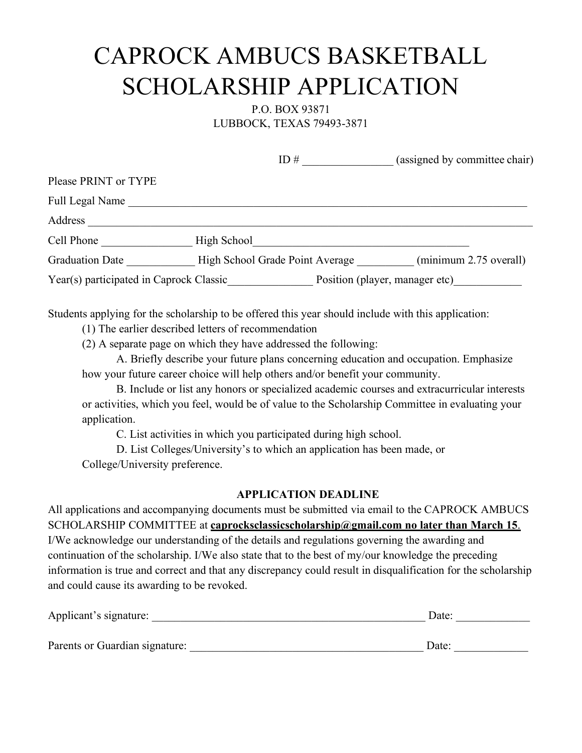# CAPROCK AMBUCS BASKETBALL SCHOLARSHIP APPLICATION

P.O. BOX 93871
LUBBOCK, TEXAS 79493-3871

ID # ________________ (assigned by committee chair)

Please PRINT or TYPE

Full Legal Name ___________________________________________________________________________

Address ___________________________________________________________________________________

Cell Phone ________________ High School______________________________________

Graduation Date ____________ High School Grade Point Average __________ (minimum 2.75 overall)

Year(s) participated in Caprock Classic_______________ Position (player, manager etc)____________

Students applying for the scholarship to be offered this year should include with this application:

(1) The earlier described letters of recommendation

(2) A separate page on which they have addressed the following:

A. Briefly describe your future plans concerning education and occupation. Emphasize how your future career choice will help others and/or benefit your community.

B. Include or list any honors or specialized academic courses and extracurricular interests or activities, which you feel, would be of value to the Scholarship Committee in evaluating your application.

C. List activities in which you participated during high school.

D. List Colleges/University's to which an application has been made, or College/University preference.

**APPLICATION DEADLINE**

All applications and accompanying documents must be submitted via email to the CAPROCK AMBUCS SCHOLARSHIP COMMITTEE at **caprocksclassicscholarship@gmail.com no later than March 15**. I/We acknowledge our understanding of the details and regulations governing the awarding and continuation of the scholarship. I/We also state that to the best of my/our knowledge the preceding information is true and correct and that any discrepancy could result in disqualification for the scholarship and could cause its awarding to be revoked.

Applicant's signature: __________________________________________________ Date: _____________

Parents or Guardian signature: __________________________________________ Date: _____________